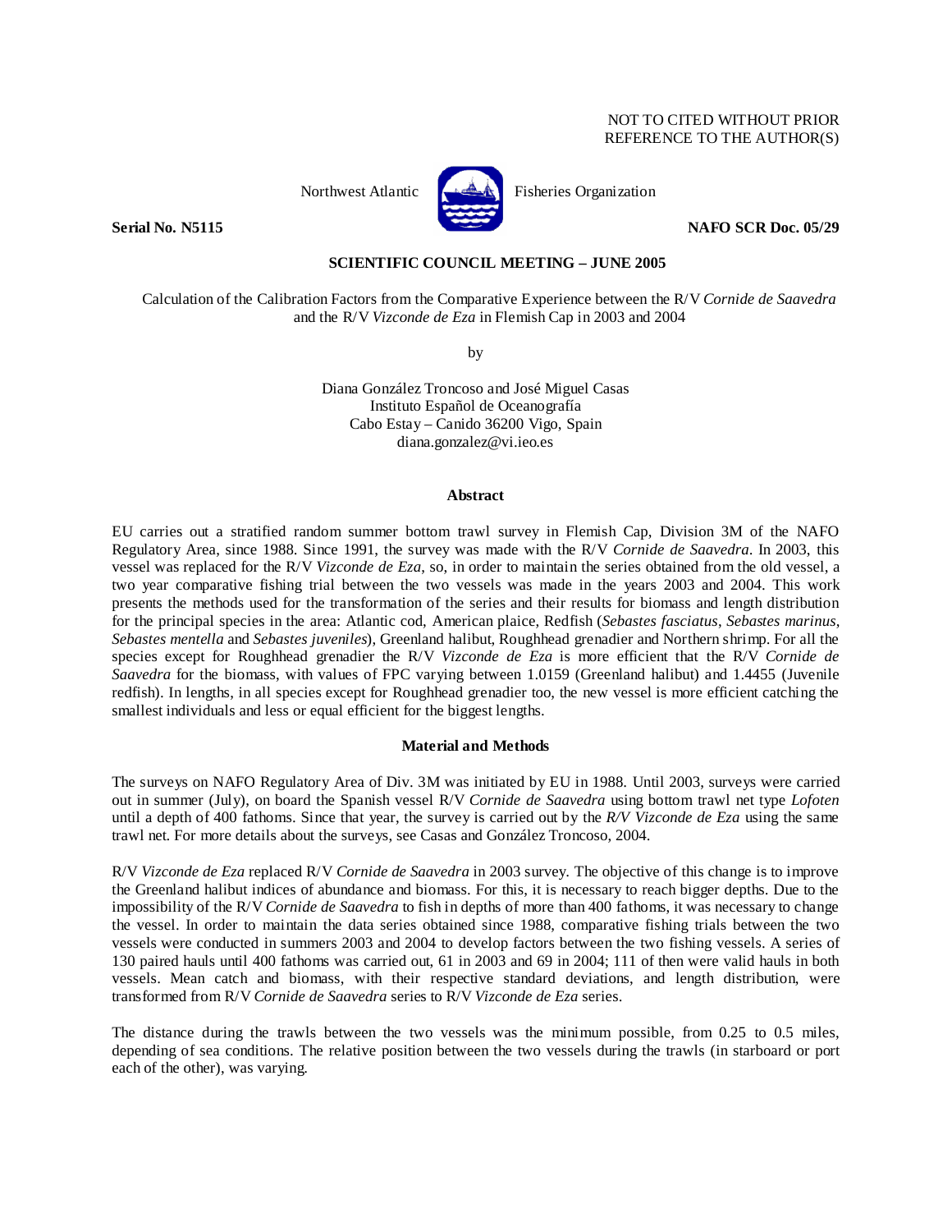NOT TO CITED WITHOUT PRIOR
REFERENCE TO THE AUTHOR(S)

Northwest Atlantic Fisheries Organization

**Serial No. N5115** **NAFO SCR Doc. 05/29**

**SCIENTIFIC COUNCIL MEETING – JUNE 2005**

Calculation of the Calibration Factors from the Comparative Experience between the R/V *Cornide de Saavedra* and the R/V *Vizconde de Eza* in Flemish Cap in 2003 and 2004

by

Diana González Troncoso and José Miguel Casas
Instituto Español de Oceanografía
Cabo Estay – Canido 36200 Vigo, Spain
diana.gonzalez@vi.ieo.es

## Abstract

EU carries out a stratified random summer bottom trawl survey in Flemish Cap, Division 3M of the NAFO Regulatory Area, since 1988. Since 1991, the survey was made with the R/V *Cornide de Saavedra*. In 2003, this vessel was replaced for the R/V *Vizconde de Eza*, so, in order to maintain the series obtained from the old vessel, a two year comparative fishing trial between the two vessels was made in the years 2003 and 2004. This work presents the methods used for the transformation of the series and their results for biomass and length distribution for the principal species in the area: Atlantic cod, American plaice, Redfish (*Sebastes fasciatus*, *Sebastes marinus*, *Sebastes mentella* and *Sebastes juveniles*), Greenland halibut, Roughhead grenadier and Northern shrimp. For all the species except for Roughhead grenadier the R/V *Vizconde de Eza* is more efficient that the R/V *Cornide de Saavedra* for the biomass, with values of FPC varying between 1.0159 (Greenland halibut) and 1.4455 (Juvenile redfish). In lengths, in all species except for Roughhead grenadier too, the new vessel is more efficient catching the smallest individuals and less or equal efficient for the biggest lengths.

## Material and Methods

The surveys on NAFO Regulatory Area of Div. 3M was initiated by EU in 1988. Until 2003, surveys were carried out in summer (July), on board the Spanish vessel R/V *Cornide de Saavedra* using bottom trawl net type *Lofoten* until a depth of 400 fathoms. Since that year, the survey is carried out by the *R/V Vizconde de Eza* using the same trawl net. For more details about the surveys, see Casas and González Troncoso, 2004.

R/V *Vizconde de Eza* replaced R/V *Cornide de Saavedra* in 2003 survey. The objective of this change is to improve the Greenland halibut indices of abundance and biomass. For this, it is necessary to reach bigger depths. Due to the impossibility of the R/V *Cornide de Saavedra* to fish in depths of more than 400 fathoms, it was necessary to change the vessel. In order to maintain the data series obtained since 1988, comparative fishing trials between the two vessels were conducted in summers 2003 and 2004 to develop factors between the two fishing vessels. A series of 130 paired hauls until 400 fathoms was carried out, 61 in 2003 and 69 in 2004; 111 of then were valid hauls in both vessels. Mean catch and biomass, with their respective standard deviations, and length distribution, were transformed from R/V *Cornide de Saavedra* series to R/V *Vizconde de Eza* series.

The distance during the trawls between the two vessels was the minimum possible, from 0.25 to 0.5 miles, depending of sea conditions. The relative position between the two vessels during the trawls (in starboard or port each of the other), was varying.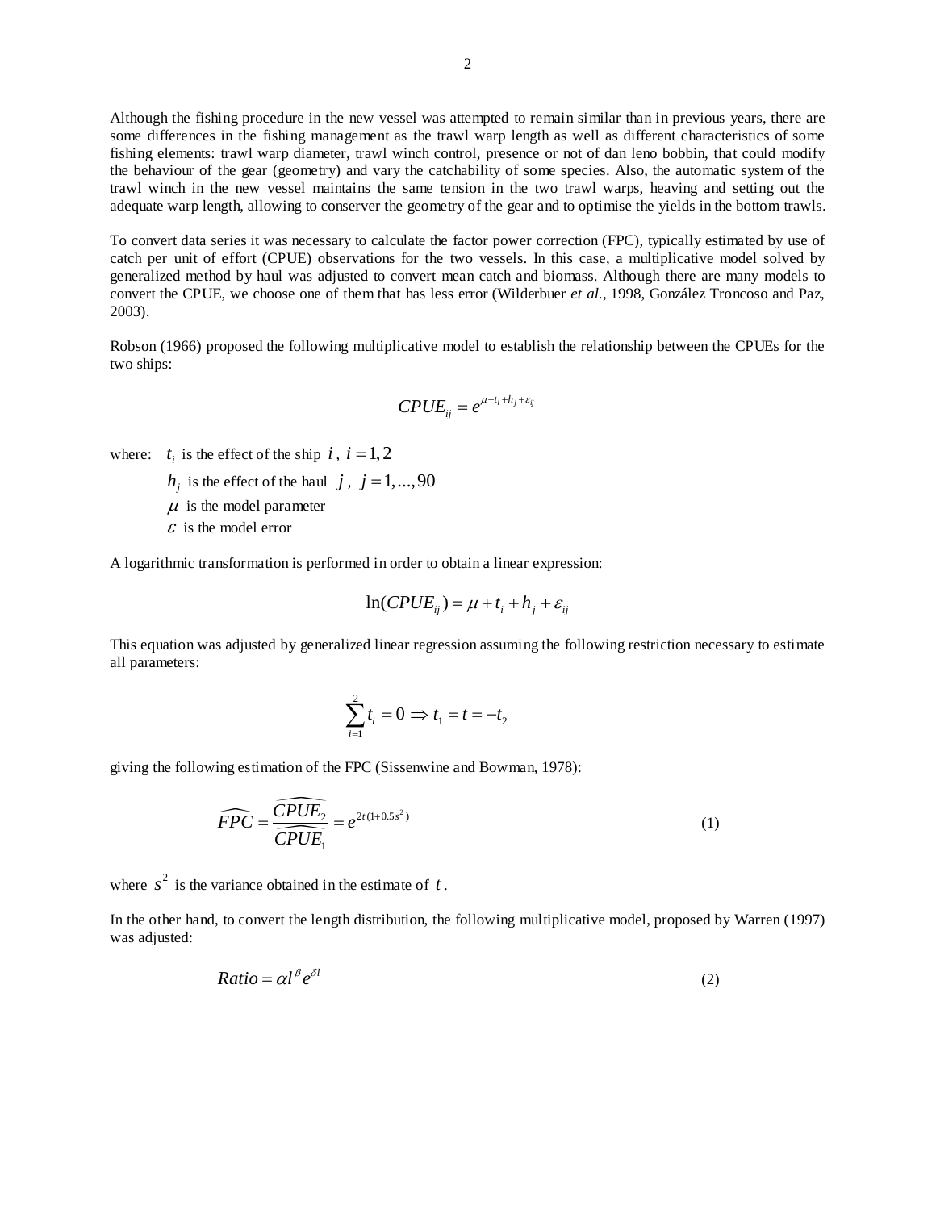Although the fishing procedure in the new vessel was attempted to remain similar than in previous years, there are some differences in the fishing management as the trawl warp length as well as different characteristics of some fishing elements: trawl warp diameter, trawl winch control, presence or not of dan leno bobbin, that could modify the behaviour of the gear (geometry) and vary the catchability of some species. Also, the automatic system of the trawl winch in the new vessel maintains the same tension in the two trawl warps, heaving and setting out the adequate warp length, allowing to conserver the geometry of the gear and to optimise the yields in the bottom trawls.

To convert data series it was necessary to calculate the factor power correction (FPC), typically estimated by use of catch per unit of effort (CPUE) observations for the two vessels. In this case, a multiplicative model solved by generalized method by haul was adjusted to convert mean catch and biomass. Although there are many models to convert the CPUE, we choose one of them that has less error (Wilderbuer *et al.*, 1998, González Troncoso and Paz, 2003).

Robson (1966) proposed the following multiplicative model to establish the relationship between the CPUEs for the two ships:

$$CPUE_{ij} = e^{\mu + t_i + h_j + \varepsilon_{ij}}$$

where: $t_i$ is the effect of the ship $i$, $i = 1, 2$

$h_j$ is the effect of the haul $j$, $j = 1, \ldots, 90$

$\mu$ is the model parameter

$\varepsilon$ is the model error

A logarithmic transformation is performed in order to obtain a linear expression:

$$\ln(CPUE_{ij}) = \mu + t_i + h_j + \varepsilon_{ij}$$

This equation was adjusted by generalized linear regression assuming the following restriction necessary to estimate all parameters:

$$\sum_{i=1}^{2} t_i = 0 \Rightarrow t_1 = t = -t_2$$

giving the following estimation of the FPC (Sissenwine and Bowman, 1978):

$$\widehat{FPC} = \frac{\widehat{CPUE_2}}{\widehat{CPUE_1}} = e^{2t(1+0.5s^2)} \tag{1}$$

where $s^2$ is the variance obtained in the estimate of $t$.

In the other hand, to convert the length distribution, the following multiplicative model, proposed by Warren (1997) was adjusted:

$$Ratio = \alpha l^{\beta} e^{\delta l} \tag{2}$$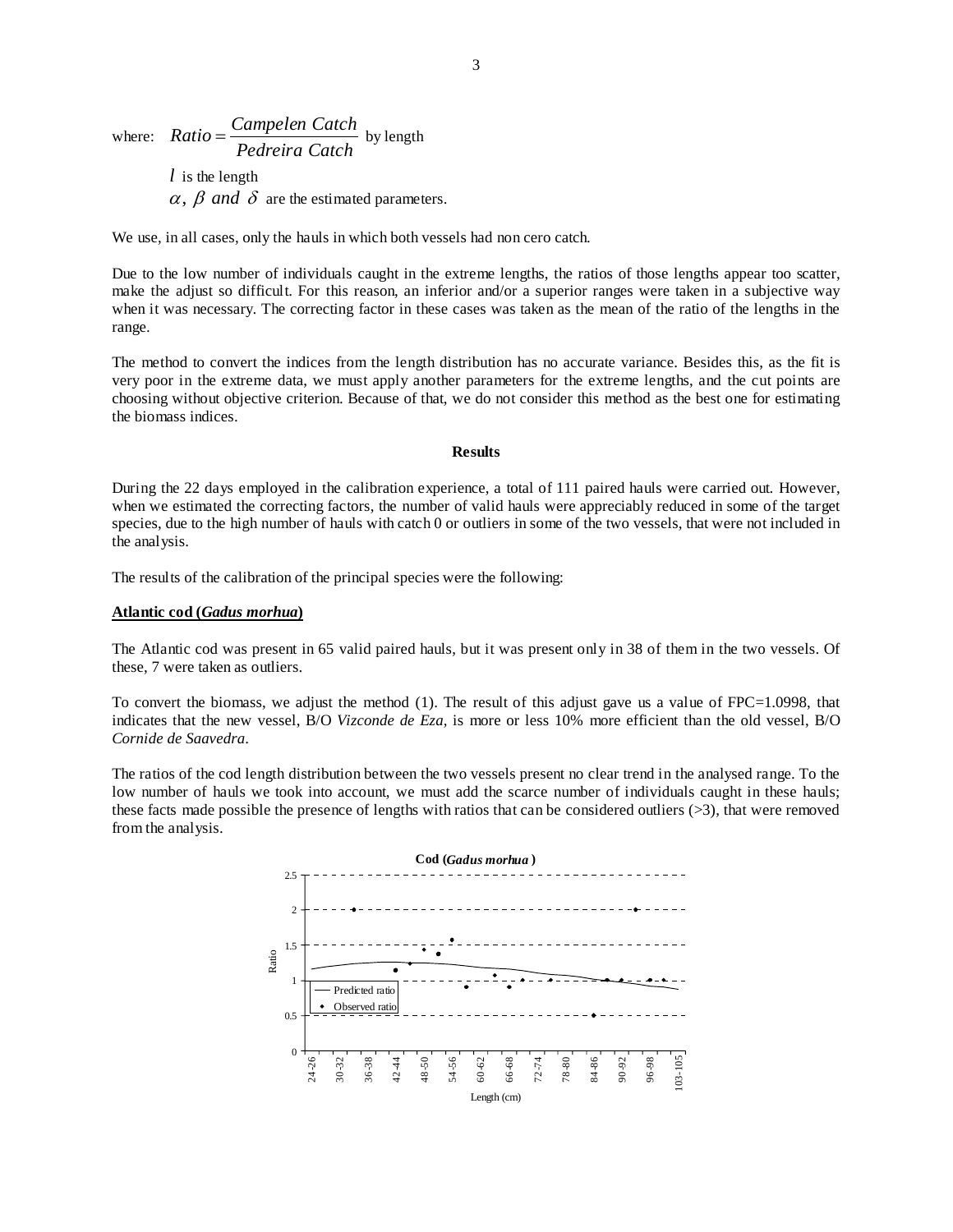where: $Ratio = \dfrac{Campelen\ Catch}{Pedreira\ Catch}$ by length

$l$ is the length

$\alpha,\ \beta\ and\ \delta$ are the estimated parameters.

We use, in all cases, only the hauls in which both vessels had non cero catch.

Due to the low number of individuals caught in the extreme lengths, the ratios of those lengths appear too scatter, make the adjust so difficult. For this reason, an inferior and/or a superior ranges were taken in a subjective way when it was necessary. The correcting factor in these cases was taken as the mean of the ratio of the lengths in the range.

The method to convert the indices from the length distribution has no accurate variance. Besides this, as the fit is very poor in the extreme data, we must apply another parameters for the extreme lengths, and the cut points are choosing without objective criterion. Because of that, we do not consider this method as the best one for estimating the biomass indices.

## Results

During the 22 days employed in the calibration experience, a total of 111 paired hauls were carried out. However, when we estimated the correcting factors, the number of valid hauls were appreciably reduced in some of the target species, due to the high number of hauls with catch 0 or outliers in some of the two vessels, that were not included in the analysis.

The results of the calibration of the principal species were the following:

### Atlantic cod (*Gadus morhua*)

The Atlantic cod was present in 65 valid paired hauls, but it was present only in 38 of them in the two vessels. Of these, 7 were taken as outliers.

To convert the biomass, we adjust the method (1). The result of this adjust gave us a value of FPC=1.0998, that indicates that the new vessel, B/O *Vizconde de Eza*, is more or less 10% more efficient than the old vessel, B/O *Cornide de Saavedra*.

The ratios of the cod length distribution between the two vessels present no clear trend in the analysed range. To the low number of hauls we took into account, we must add the scarce number of individuals caught in these hauls; these facts made possible the presence of lengths with ratios that can be considered outliers (>3), that were removed from the analysis.

**Cod (*Gadus morhua*)**

Ratio; Predicted ratio; Observed ratio; Length (cm)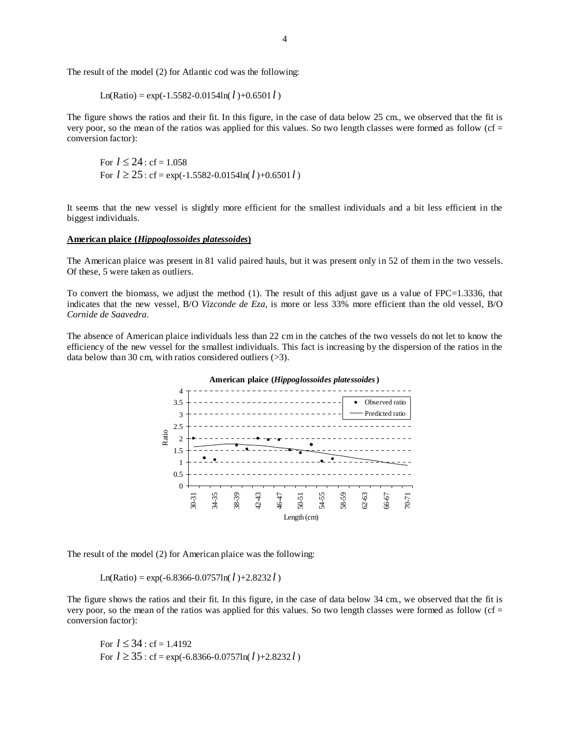The result of the model (2) for Atlantic cod was the following:

$$\text{Ln(Ratio)} = \exp(-1.5582-0.0154\ln(l)+0.6501\,l)$$

The figure shows the ratios and their fit. In this figure, in the case of data below 25 cm., we observed that the fit is very poor, so the mean of the ratios was applied for this values. So two length classes were formed as follow (cf = conversion factor):

For $l \leq 24$ : cf = 1.058
For $l \geq 25$ : cf = $\exp(-1.5582-0.0154\ln(l)+0.6501\,l)$

It seems that the new vessel is slightly more efficient for the smallest individuals and a bit less efficient in the biggest individuals.

**American plaice (*Hippoglossoides platessoides*)**

The American plaice was present in 81 valid paired hauls, but it was present only in 52 of them in the two vessels. Of these, 5 were taken as outliers.

To convert the biomass, we adjust the method (1). The result of this adjust gave us a value of FPC=1.3336, that indicates that the new vessel, B/O *Vizconde de Eza*, is more or less 33% more efficient than the old vessel, B/O *Cornide de Saavedra*.

The absence of American plaice individuals less than 22 cm in the catches of the two vessels do not let to know the efficiency of the new vessel for the smallest individuals. This fact is increasing by the dispersion of the ratios in the data below than 30 cm, with ratios considered outliers (>3).

The result of the model (2) for American plaice was the following:

$$\text{Ln(Ratio)} = \exp(-6.8366-0.0757\ln(l)+2.8232\,l)$$

The figure shows the ratios and their fit. In this figure, in the case of data below 34 cm., we observed that the fit is very poor, so the mean of the ratios was applied for this values. So two length classes were formed as follow (cf = conversion factor):

For $l \leq 34$ : cf = 1.4192
For $l \geq 35$ : cf = $\exp(-6.8366-0.0757\ln(l)+2.8232\,l)$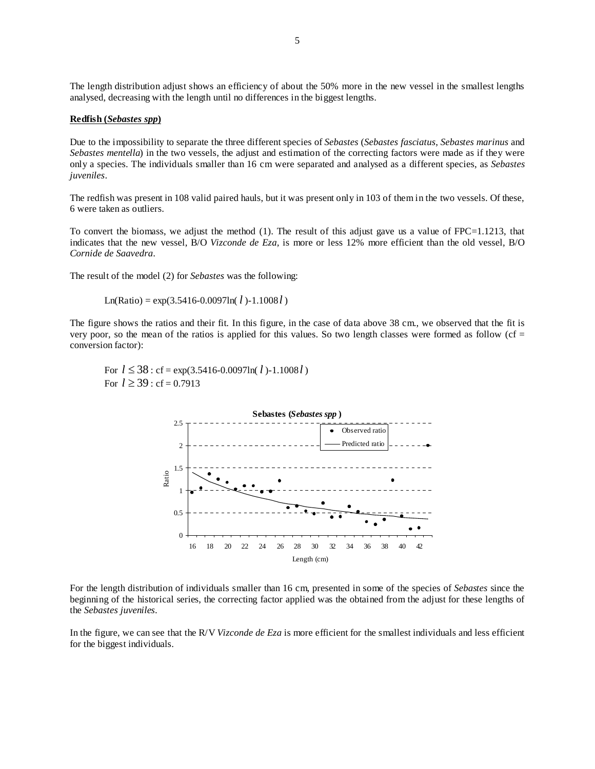The length distribution adjust shows an efficiency of about the 50% more in the new vessel in the smallest lengths analysed, decreasing with the length until no differences in the biggest lengths.

**Redfish (*Sebastes spp*)**

Due to the impossibility to separate the three different species of *Sebastes* (*Sebastes fasciatus*, *Sebastes marinus* and *Sebastes mentella*) in the two vessels, the adjust and estimation of the correcting factors were made as if they were only a species. The individuals smaller than 16 cm were separated and analysed as a different species, as *Sebastes juveniles*.

The redfish was present in 108 valid paired hauls, but it was present only in 103 of them in the two vessels. Of these, 6 were taken as outliers.

To convert the biomass, we adjust the method (1). The result of this adjust gave us a value of FPC=1.1213, that indicates that the new vessel, B/O *Vizconde de Eza*, is more or less 12% more efficient than the old vessel, B/O *Cornide de Saavedra*.

The result of the model (2) for *Sebastes* was the following:

$$\text{Ln(Ratio)} = \exp(3.5416 - 0.0097\ln(l) - 1.1008\,l)$$

The figure shows the ratios and their fit. In this figure, in the case of data above 38 cm., we observed that the fit is very poor, so the mean of the ratios is applied for this values. So two length classes were formed as follow (cf = conversion factor):

For $l \leq 38$ : cf = $\exp(3.5416 - 0.0097\ln(l) - 1.1008\,l)$
For $l \geq 39$ : cf = 0.7913

For the length distribution of individuals smaller than 16 cm, presented in some of the species of *Sebastes* since the beginning of the historical series, the correcting factor applied was the obtained from the adjust for these lengths of the *Sebastes juveniles*.

In the figure, we can see that the R/V *Vizconde de Eza* is more efficient for the smallest individuals and less efficient for the biggest individuals.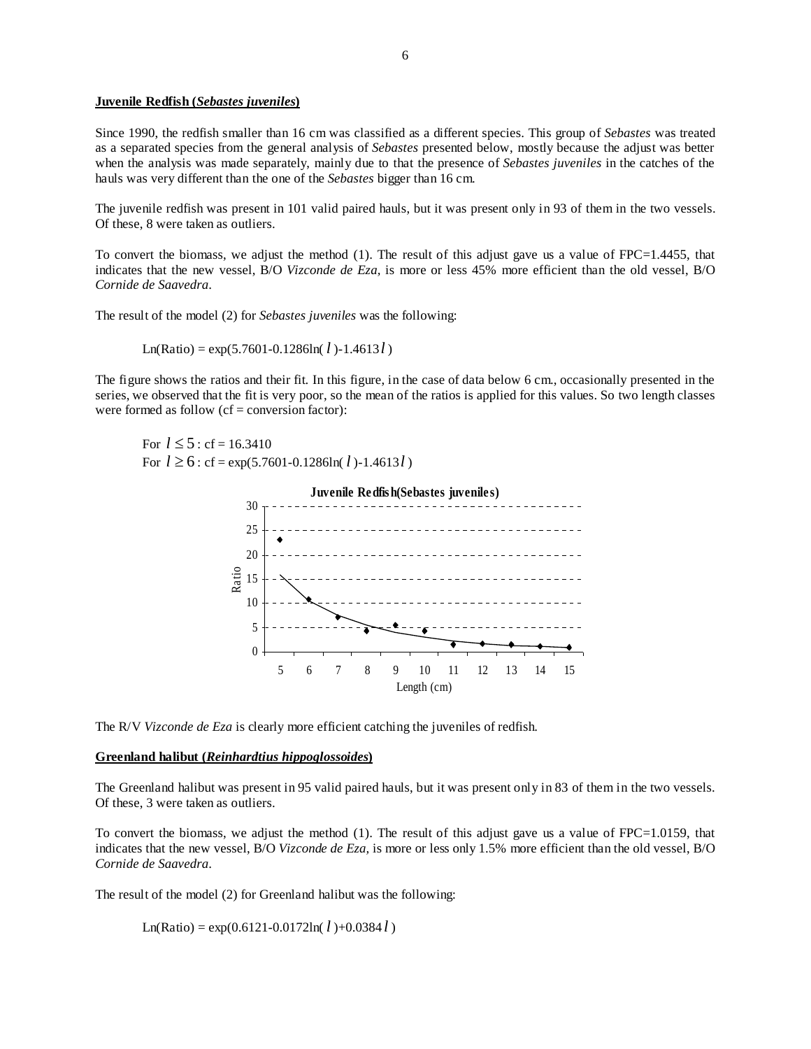**Juvenile Redfish (*Sebastes juveniles*)**

Since 1990, the redfish smaller than 16 cm was classified as a different species. This group of *Sebastes* was treated as a separated species from the general analysis of *Sebastes* presented below, mostly because the adjust was better when the analysis was made separately, mainly due to that the presence of *Sebastes juveniles* in the catches of the hauls was very different than the one of the *Sebastes* bigger than 16 cm.

The juvenile redfish was present in 101 valid paired hauls, but it was present only in 93 of them in the two vessels. Of these, 8 were taken as outliers.

To convert the biomass, we adjust the method (1). The result of this adjust gave us a value of FPC=1.4455, that indicates that the new vessel, B/O *Vizconde de Eza*, is more or less 45% more efficient than the old vessel, B/O *Cornide de Saavedra*.

The result of the model (2) for *Sebastes juveniles* was the following:

$$\text{Ln(Ratio)} = \exp(5.7601 - 0.1286\ln(l) - 1.4613l)$$

The figure shows the ratios and their fit. In this figure, in the case of data below 6 cm., occasionally presented in the series, we observed that the fit is very poor, so the mean of the ratios is applied for this values. So two length classes were formed as follow (cf = conversion factor):

For $l \leq 5$ : cf = 16.3410
For $l \geq 6$ : cf = $\exp(5.7601 - 0.1286\ln(l) - 1.4613l)$

The R/V *Vizconde de Eza* is clearly more efficient catching the juveniles of redfish.

**Greenland halibut (*Reinhardtius hippoglossoides*)**

The Greenland halibut was present in 95 valid paired hauls, but it was present only in 83 of them in the two vessels. Of these, 3 were taken as outliers.

To convert the biomass, we adjust the method (1). The result of this adjust gave us a value of FPC=1.0159, that indicates that the new vessel, B/O *Vizconde de Eza*, is more or less only 1.5% more efficient than the old vessel, B/O *Cornide de Saavedra*.

The result of the model (2) for Greenland halibut was the following:

$$\text{Ln(Ratio)} = \exp(0.6121 - 0.0172\ln(l) + 0.0384l)$$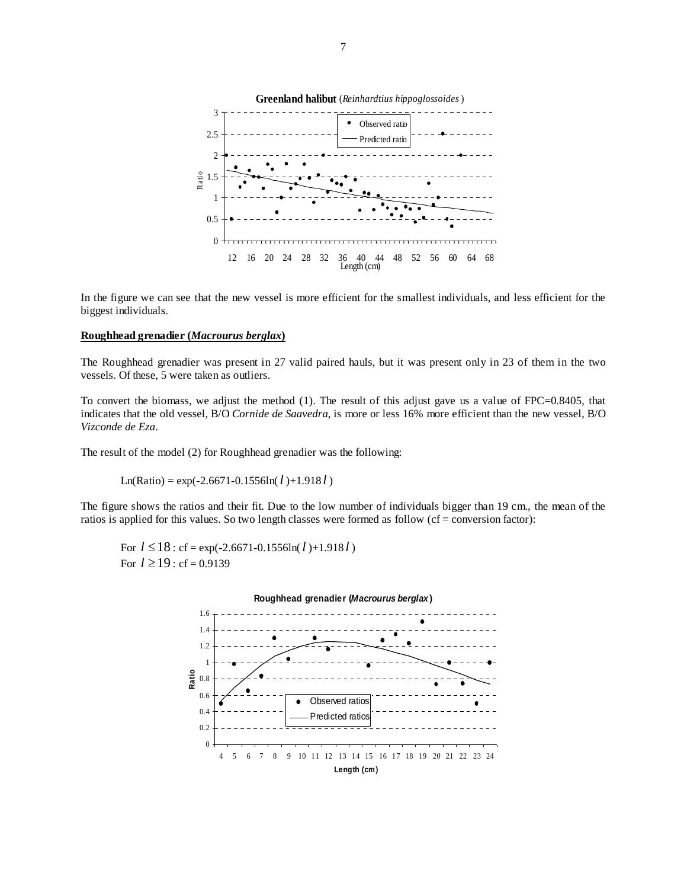In the figure we can see that the new vessel is more efficient for the smallest individuals, and less efficient for the biggest individuals.

**Roughhead grenadier (*Macrourus berglax*)**

The Roughhead grenadier was present in 27 valid paired hauls, but it was present only in 23 of them in the two vessels. Of these, 5 were taken as outliers.

To convert the biomass, we adjust the method (1). The result of this adjust gave us a value of FPC=0.8405, that indicates that the old vessel, B/O *Cornide de Saavedra*, is more or less 16% more efficient than the new vessel, B/O *Vizconde de Eza*.

The result of the model (2) for Roughhead grenadier was the following:

$$\mathrm{Ln(Ratio)} = \exp(-2.6671-0.1556\ln(l)+1.918\,l)$$

The figure shows the ratios and their fit. Due to the low number of individuals bigger than 19 cm., the mean of the ratios is applied for this values. So two length classes were formed as follow (cf = conversion factor):

For $l \leq 18$ : cf = $\exp(-2.6671-0.1556\ln(l)+1.918\,l)$
For $l \geq 19$ : cf = 0.9139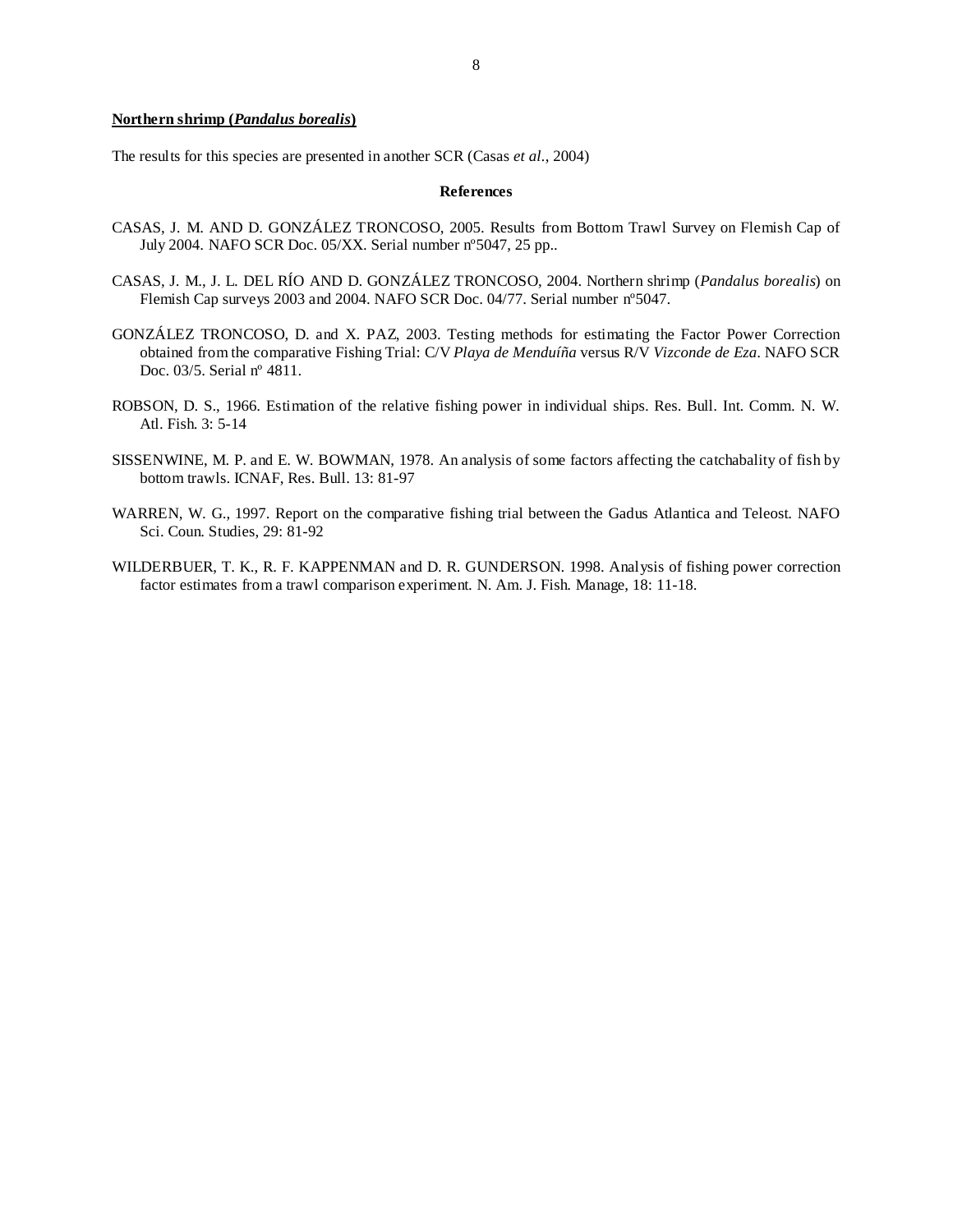**Northern shrimp (*Pandalus borealis*)**

The results for this species are presented in another SCR (Casas *et al*., 2004)

**References**

CASAS, J. M. AND D. GONZÁLEZ TRONCOSO, 2005. Results from Bottom Trawl Survey on Flemish Cap of July 2004. NAFO SCR Doc. 05/XX. Serial number nº5047, 25 pp..

CASAS, J. M., J. L. DEL RÍO AND D. GONZÁLEZ TRONCOSO, 2004. Northern shrimp (*Pandalus borealis*) on Flemish Cap surveys 2003 and 2004. NAFO SCR Doc. 04/77. Serial number nº5047.

GONZÁLEZ TRONCOSO, D. and X. PAZ, 2003. Testing methods for estimating the Factor Power Correction obtained from the comparative Fishing Trial: C/V *Playa de Menduíña* versus R/V *Vizconde de Eza*. NAFO SCR Doc. 03/5. Serial nº 4811.

ROBSON, D. S., 1966. Estimation of the relative fishing power in individual ships. Res. Bull. Int. Comm. N. W. Atl. Fish. 3: 5-14

SISSENWINE, M. P. and E. W. BOWMAN, 1978. An analysis of some factors affecting the catchabality of fish by bottom trawls. ICNAF, Res. Bull. 13: 81-97

WARREN, W. G., 1997. Report on the comparative fishing trial between the Gadus Atlantica and Teleost. NAFO Sci. Coun. Studies, 29: 81-92

WILDERBUER, T. K., R. F. KAPPENMAN and D. R. GUNDERSON. 1998. Analysis of fishing power correction factor estimates from a trawl comparison experiment. N. Am. J. Fish. Manage, 18: 11-18.